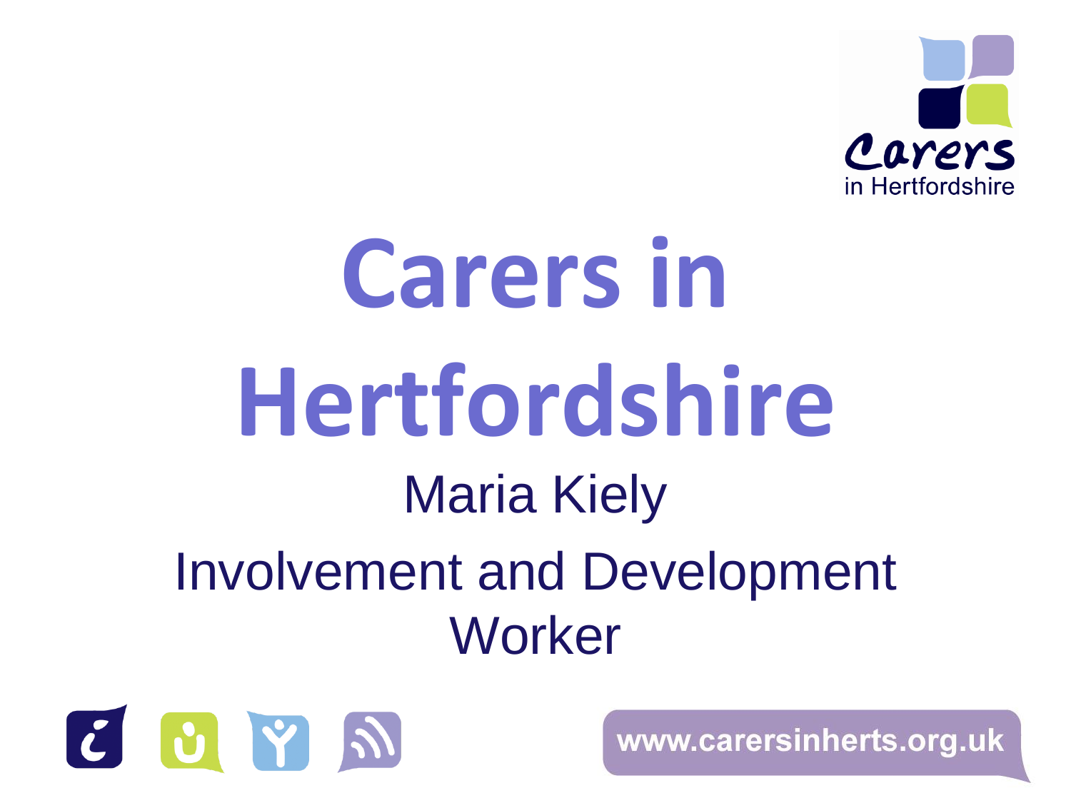# Carers in Hertfordshire

Maria Kiely

Involvement and Development Worker

www.carersinherts.org.uk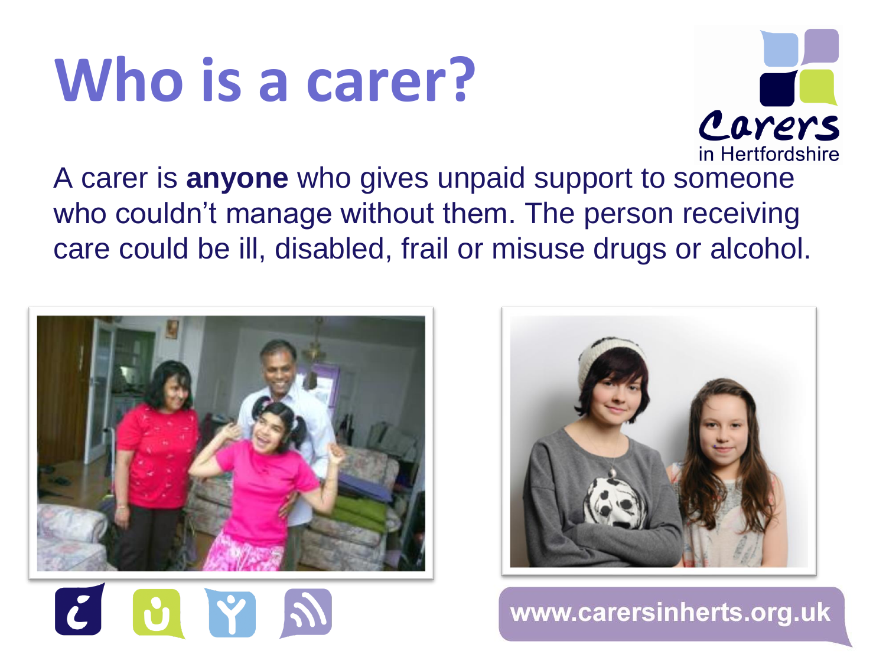# Who is a carer?

Carers in Hertfordshire

A carer is **anyone** who gives unpaid support to someone who couldn't manage without them. The person receiving care could be ill, disabled, frail or misuse drugs or alcohol.

www.carersinherts.org.uk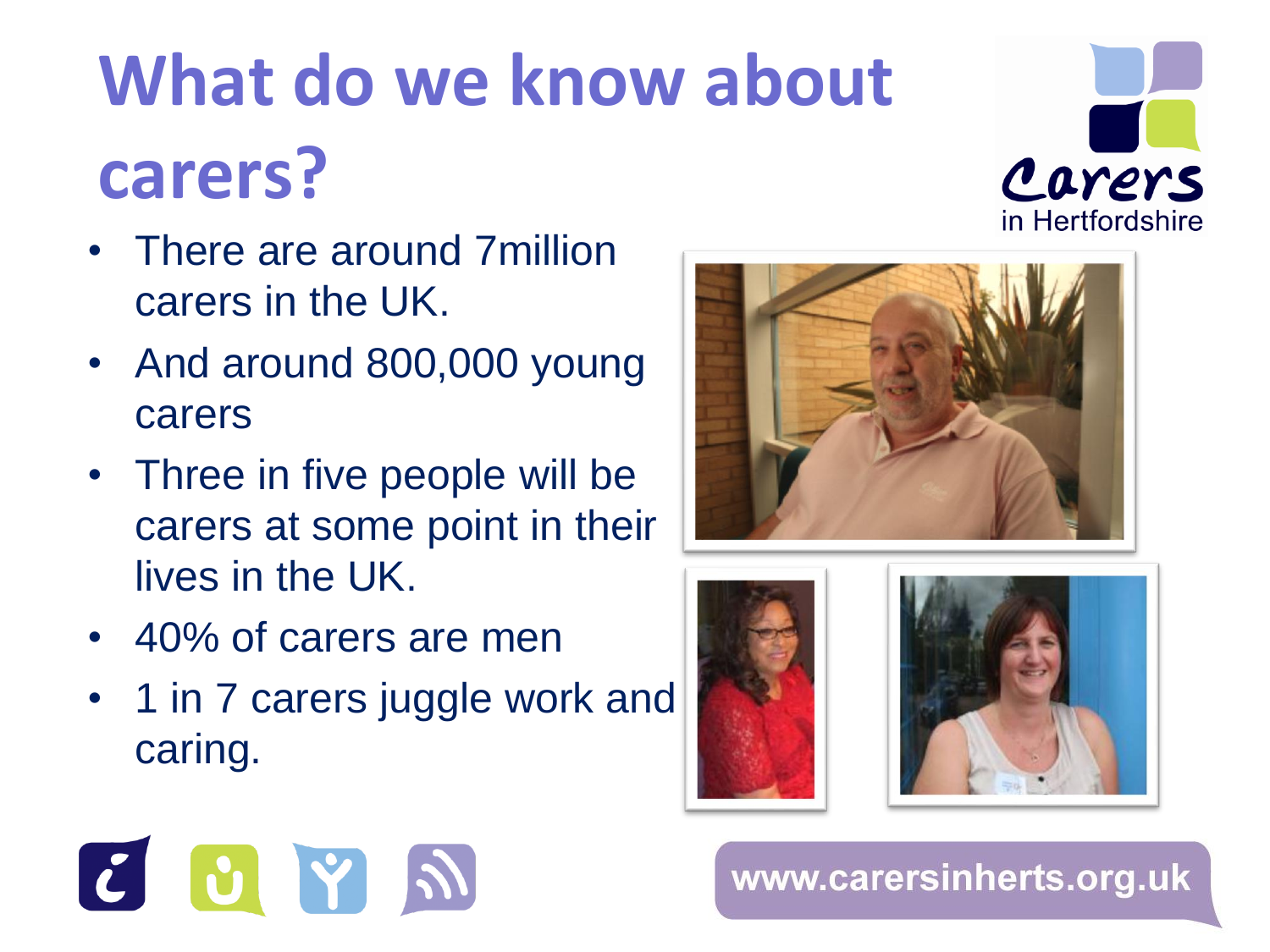# What do we know about carers?

- There are around 7million carers in the UK.
- And around 800,000 young carers
- Three in five people will be carers at some point in their lives in the UK.
- 40% of carers are men
- 1 in 7 carers juggle work and caring.

www.carersinherts.org.uk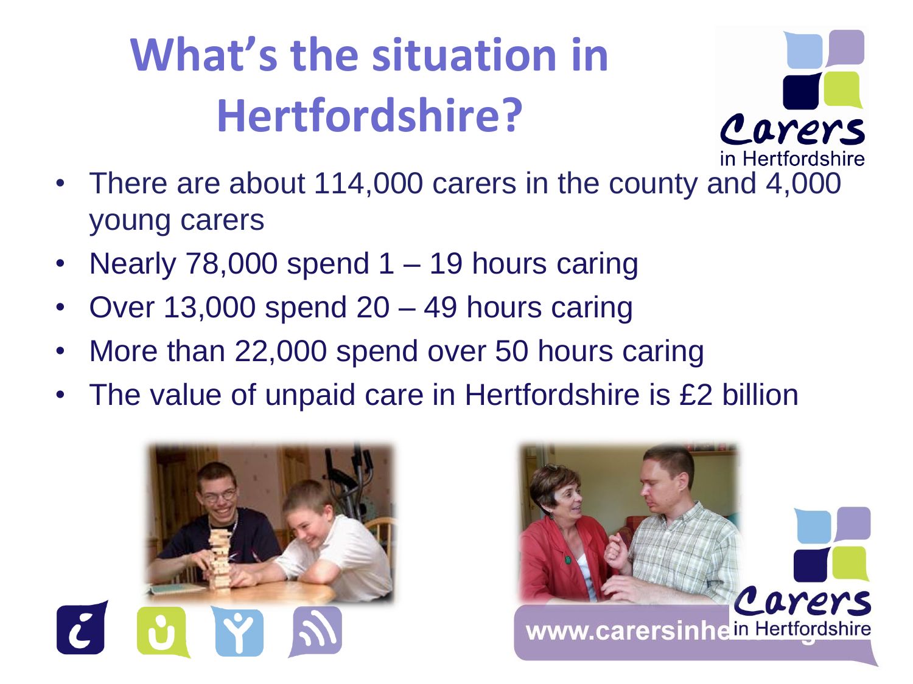# What's the situation in Hertfordshire?

- There are about 114,000 carers in the county and 4,000 young carers
- Nearly 78,000 spend 1 – 19 hours caring
- Over 13,000 spend 20 – 49 hours caring
- More than 22,000 spend over 50 hours caring
- The value of unpaid care in Hertfordshire is £2 billion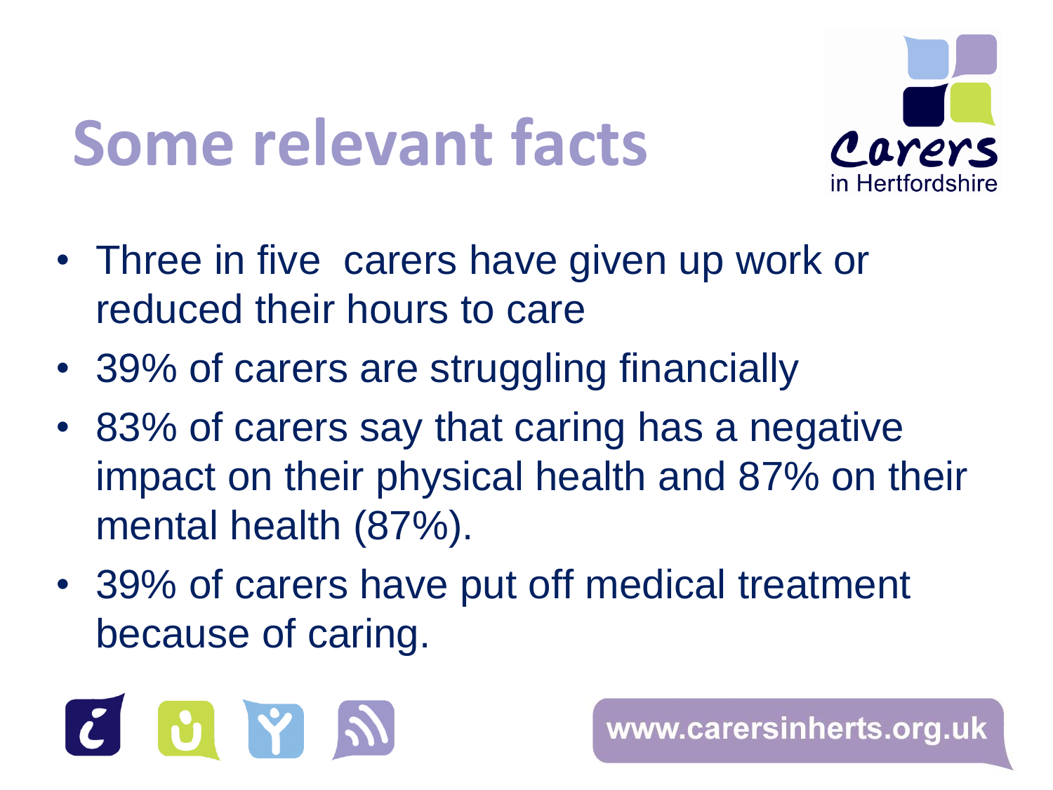# Some relevant facts

- Three in five  carers have given up work or reduced their hours to care
- 39% of carers are struggling financially
- 83% of carers say that caring has a negative impact on their physical health and 87% on their mental health (87%).
- 39% of carers have put off medical treatment because of caring.

www.carersinherts.org.uk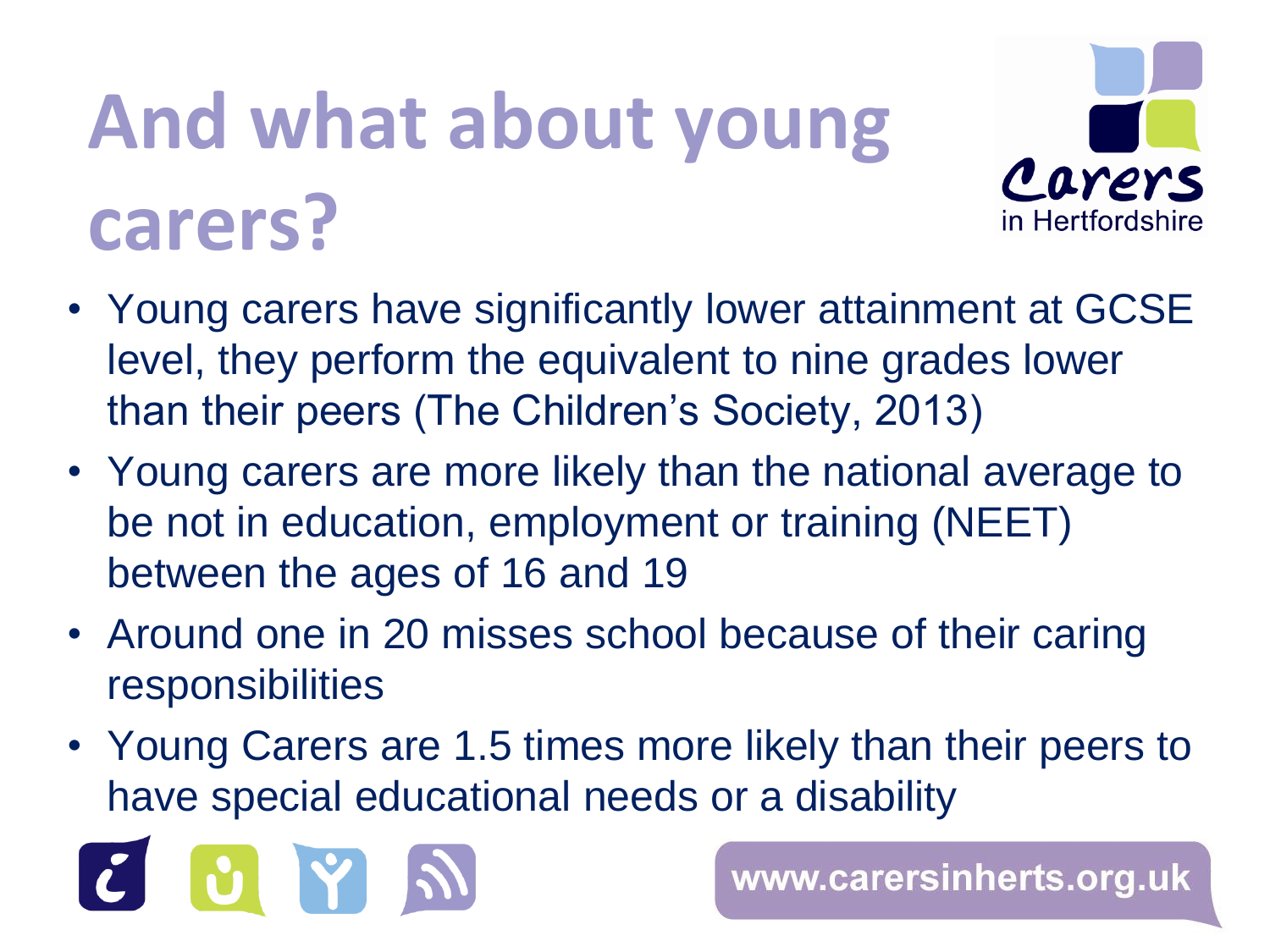# And what about young carers?

Carers in Hertfordshire

- Young carers have significantly lower attainment at GCSE level, they perform the equivalent to nine grades lower than their peers (The Children's Society, 2013)
- Young carers are more likely than the national average to be not in education, employment or training (NEET) between the ages of 16 and 19
- Around one in 20 misses school because of their caring responsibilities
- Young Carers are 1.5 times more likely than their peers to have special educational needs or a disability

www.carersinherts.org.uk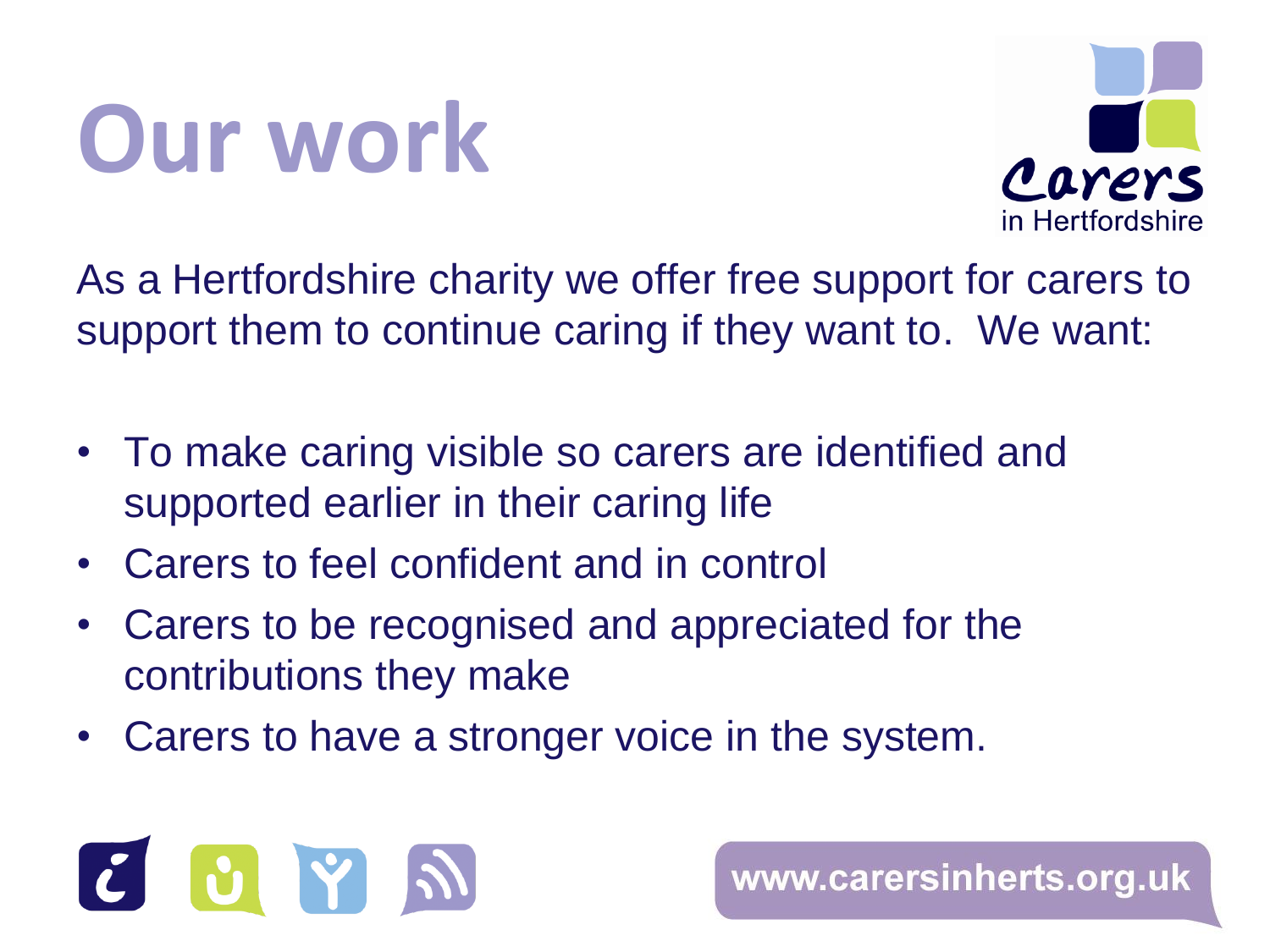# Our work

As a Hertfordshire charity we offer free support for carers to support them to continue caring if they want to. We want:

- To make caring visible so carers are identified and supported earlier in their caring life
- Carers to feel confident and in control
- Carers to be recognised and appreciated for the contributions they make
- Carers to have a stronger voice in the system.

www.carersinherts.org.uk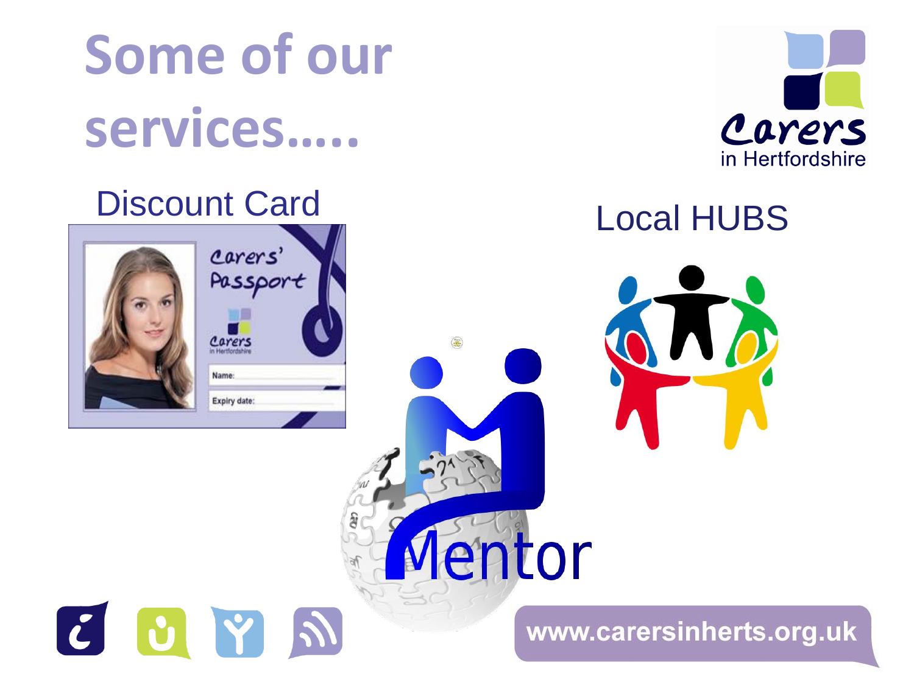# Some of our services…..

Carers in Hertfordshire

## Discount Card

## Local HUBS

Mentor

www.carersinherts.org.uk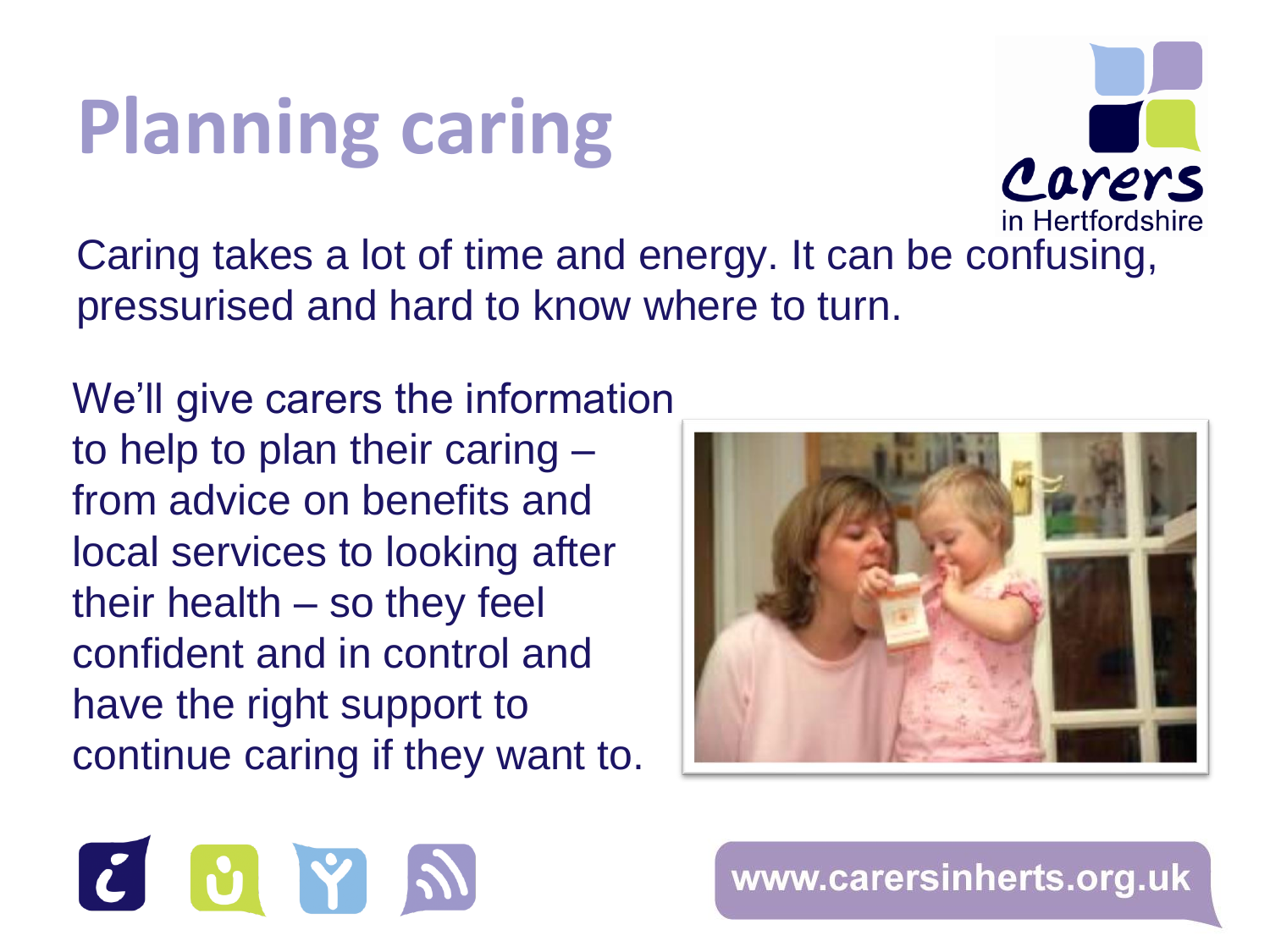# Planning caring

Caring takes a lot of time and energy. It can be confusing, pressurised and hard to know where to turn.

We'll give carers the information to help to plan their caring – from advice on benefits and local services to looking after their health – so they feel confident and in control and have the right support to continue caring if they want to.

www.carersinherts.org.uk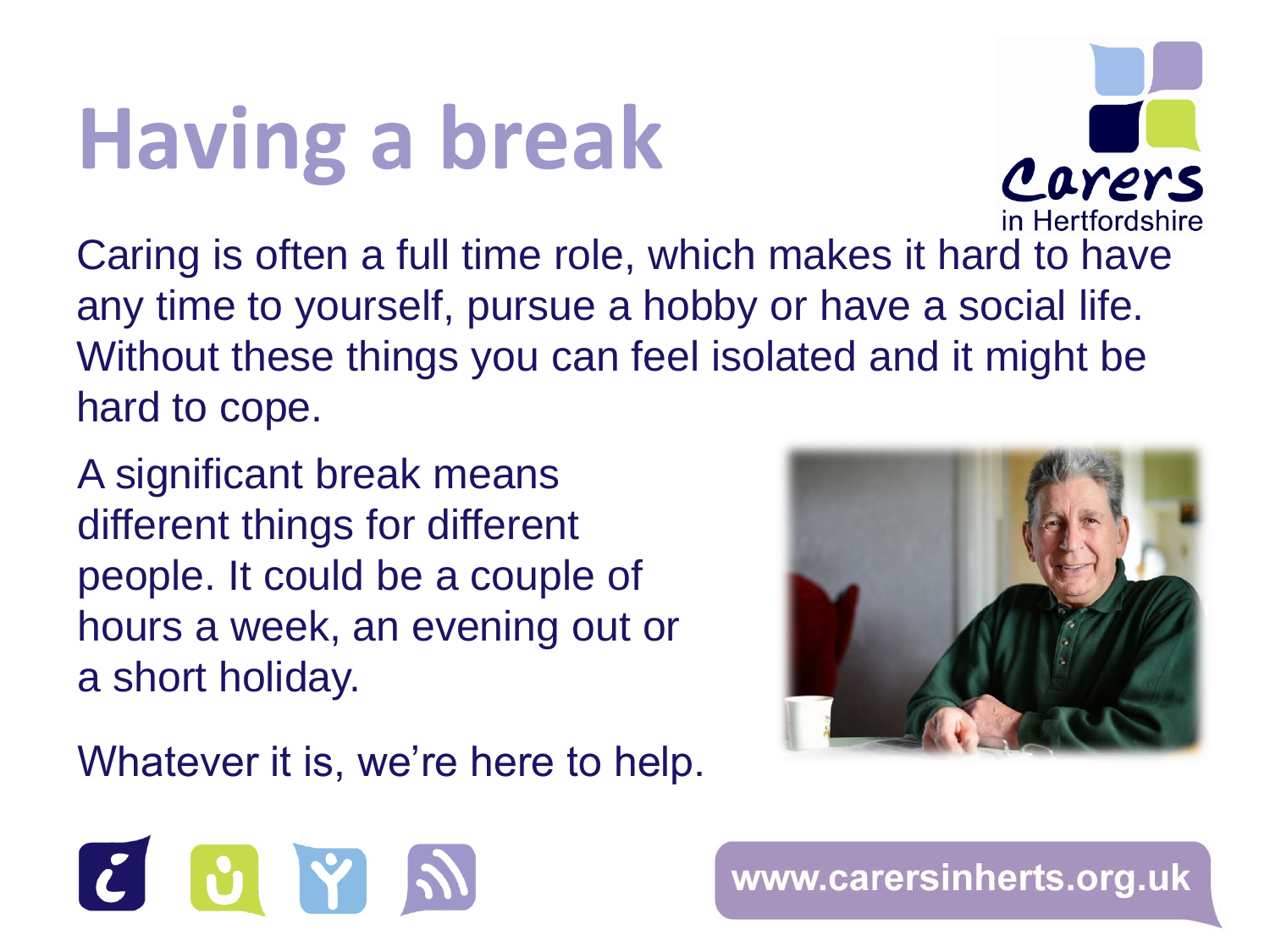# Having a break

Caring is often a full time role, which makes it hard to have any time to yourself, pursue a hobby or have a social life. Without these things you can feel isolated and it might be hard to cope.

A significant break means different things for different people. It could be a couple of hours a week, an evening out or a short holiday.

Whatever it is, we're here to help.

www.carersinherts.org.uk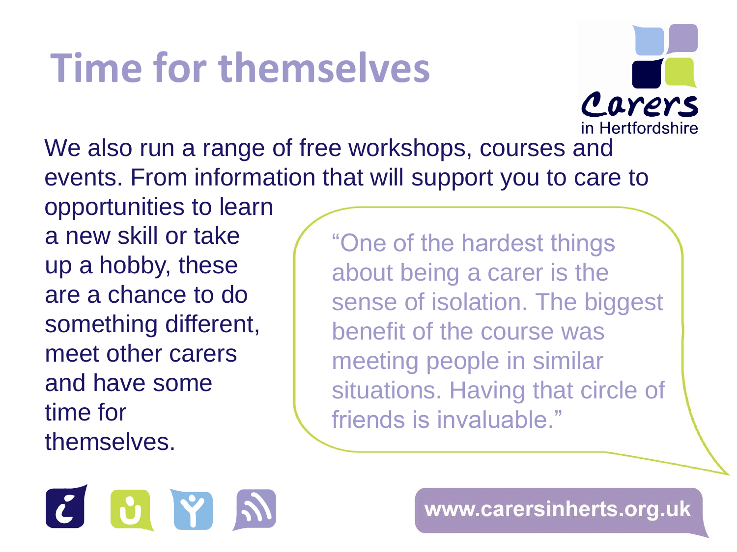# Time for themselves

Carers in Hertfordshire

We also run a range of free workshops, courses and events. From information that will support you to care to opportunities to learn a new skill or take up a hobby, these are a chance to do something different, meet other carers and have some time for themselves.

"One of the hardest things about being a carer is the sense of isolation. The biggest benefit of the course was meeting people in similar situations. Having that circle of friends is invaluable."

www.carersinherts.org.uk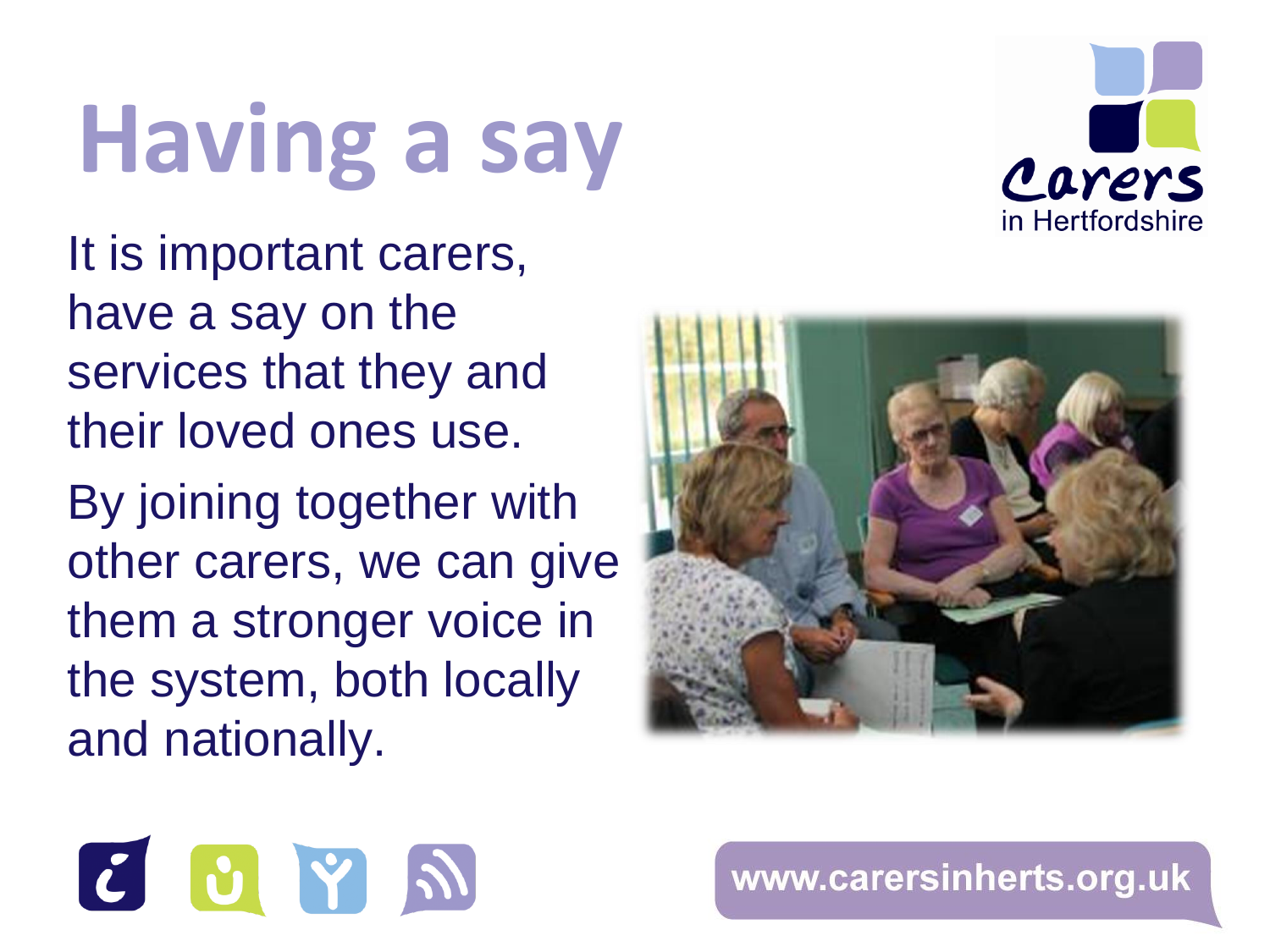# Having a say

It is important carers, have a say on the services that they and their loved ones use.

By joining together with other carers, we can give them a stronger voice in the system, both locally and nationally.

www.carersinherts.org.uk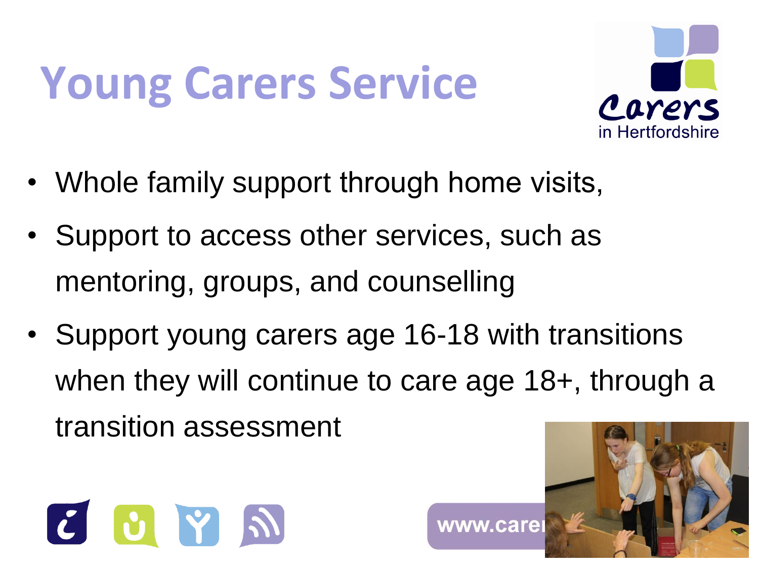# Young Carers Service

- Whole family support through home visits,
- Support to access other services, such as mentoring, groups, and counselling
- Support young carers age 16-18 with transitions when they will continue to care age 18+, through a transition assessment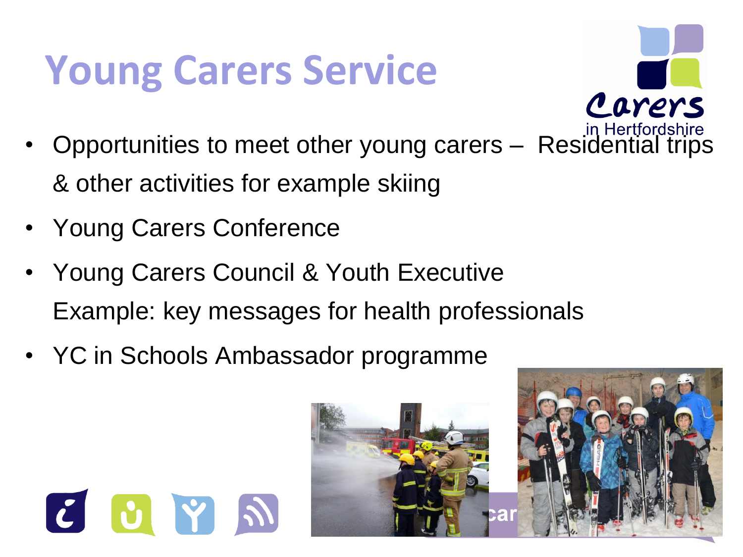# Young Carers Service

- Opportunities to meet other young carers – Residential trips & other activities for example skiing
- Young Carers Conference
- Young Carers Council & Youth Executive
  Example: key messages for health professionals
- YC in Schools Ambassador programme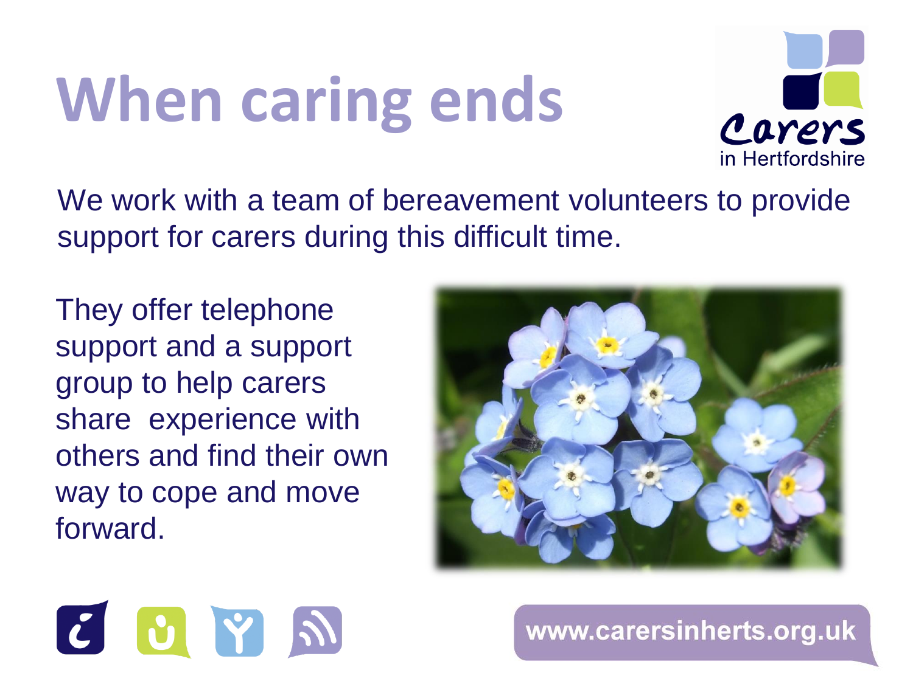# When caring ends

Carers in Hertfordshire

We work with a team of bereavement volunteers to provide support for carers during this difficult time.

They offer telephone support and a support group to help carers share experience with others and find their own way to cope and move forward.

www.carersinherts.org.uk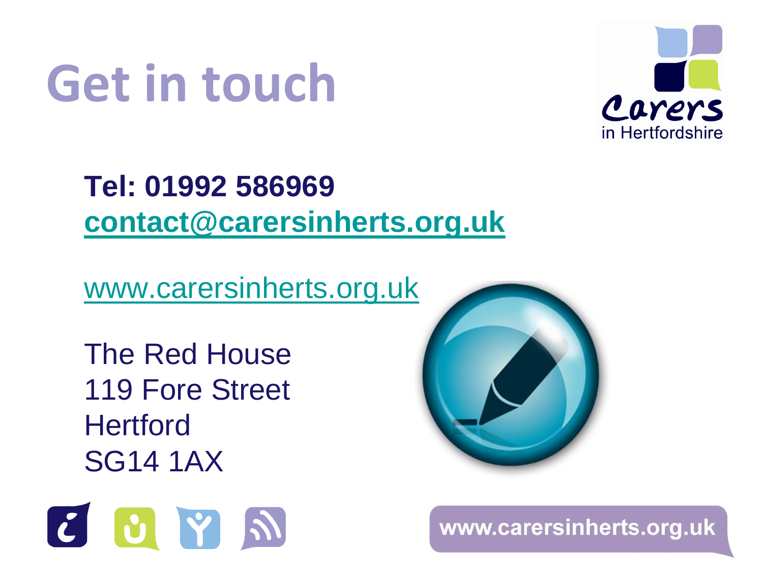# Get in touch

Carers in Hertfordshire

**Tel: 01992 586969**
**contact@carersinherts.org.uk**

www.carersinherts.org.uk

The Red House
119 Fore Street
Hertford
SG14 1AX

www.carersinherts.org.uk